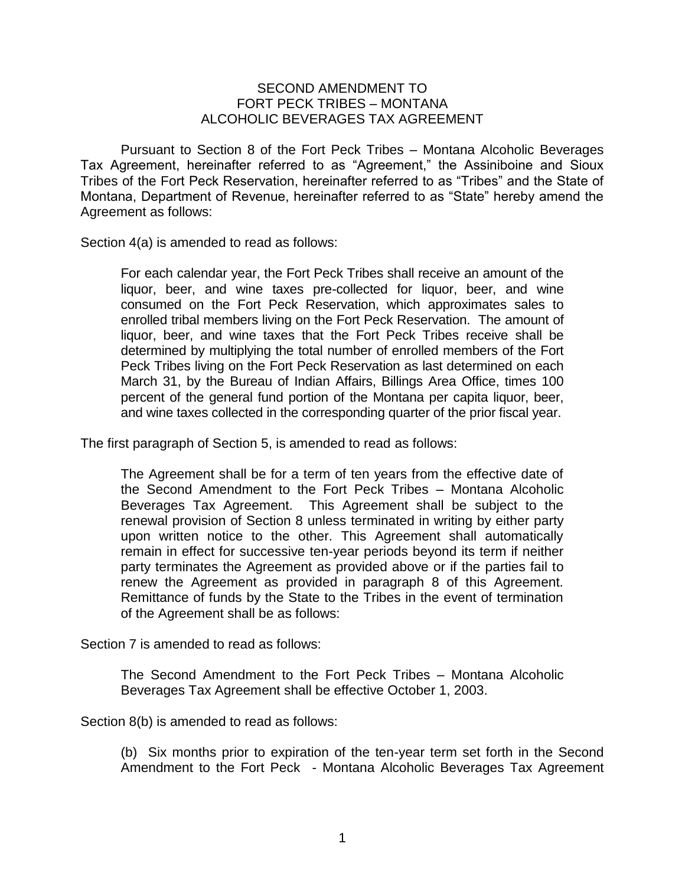# SECOND AMENDMENT TO FORT PECK TRIBES – MONTANA ALCOHOLIC BEVERAGES TAX AGREEMENT

Pursuant to Section 8 of the Fort Peck Tribes – Montana Alcoholic Beverages Tax Agreement, hereinafter referred to as "Agreement," the Assiniboine and Sioux Tribes of the Fort Peck Reservation, hereinafter referred to as "Tribes" and the State of Montana, Department of Revenue, hereinafter referred to as "State" hereby amend the Agreement as follows:

Section 4(a) is amended to read as follows:

> For each calendar year, the Fort Peck Tribes shall receive an amount of the liquor, beer, and wine taxes pre-collected for liquor, beer, and wine consumed on the Fort Peck Reservation, which approximates sales to enrolled tribal members living on the Fort Peck Reservation. The amount of liquor, beer, and wine taxes that the Fort Peck Tribes receive shall be determined by multiplying the total number of enrolled members of the Fort Peck Tribes living on the Fort Peck Reservation as last determined on each March 31, by the Bureau of Indian Affairs, Billings Area Office, times 100 percent of the general fund portion of the Montana per capita liquor, beer, and wine taxes collected in the corresponding quarter of the prior fiscal year.

The first paragraph of Section 5, is amended to read as follows:

> The Agreement shall be for a term of ten years from the effective date of the Second Amendment to the Fort Peck Tribes – Montana Alcoholic Beverages Tax Agreement. This Agreement shall be subject to the renewal provision of Section 8 unless terminated in writing by either party upon written notice to the other. This Agreement shall automatically remain in effect for successive ten-year periods beyond its term if neither party terminates the Agreement as provided above or if the parties fail to renew the Agreement as provided in paragraph 8 of this Agreement. Remittance of funds by the State to the Tribes in the event of termination of the Agreement shall be as follows:

Section 7 is amended to read as follows:

> The Second Amendment to the Fort Peck Tribes – Montana Alcoholic Beverages Tax Agreement shall be effective October 1, 2003.

Section 8(b) is amended to read as follows:

> (b) Six months prior to expiration of the ten-year term set forth in the Second Amendment to the Fort Peck - Montana Alcoholic Beverages Tax Agreement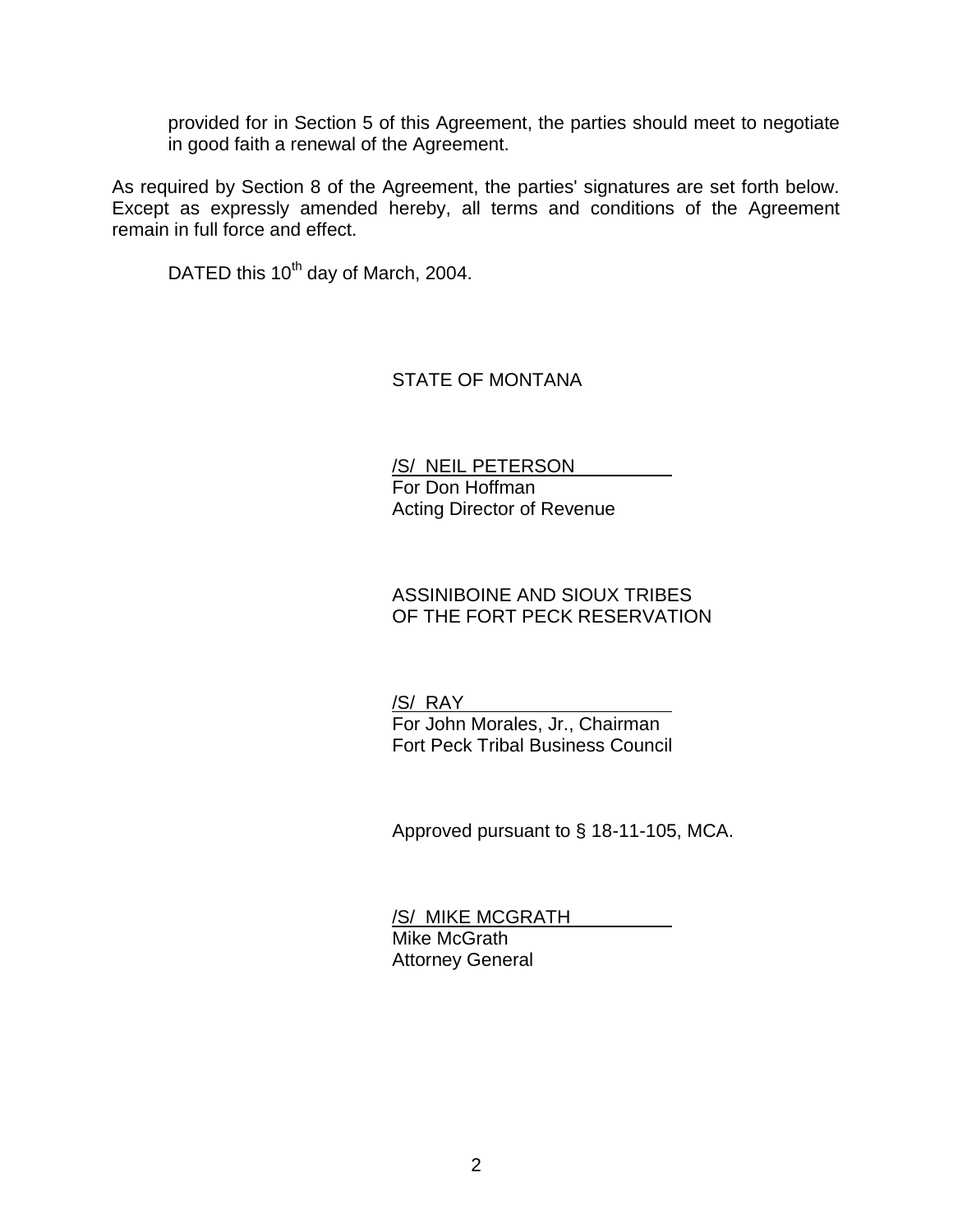provided for in Section 5 of this Agreement, the parties should meet to negotiate in good faith a renewal of the Agreement.

As required by Section 8 of the Agreement, the parties' signatures are set forth below. Except as expressly amended hereby, all terms and conditions of the Agreement remain in full force and effect.

DATED this 10th day of March, 2004.

STATE OF MONTANA

/S/ NEIL PETERSON
For Don Hoffman
Acting Director of Revenue

ASSINIBOINE AND SIOUX TRIBES
OF THE FORT PECK RESERVATION

/S/ RAY
For John Morales, Jr., Chairman
Fort Peck Tribal Business Council

Approved pursuant to § 18-11-105, MCA.

/S/ MIKE MCGRATH
Mike McGrath
Attorney General